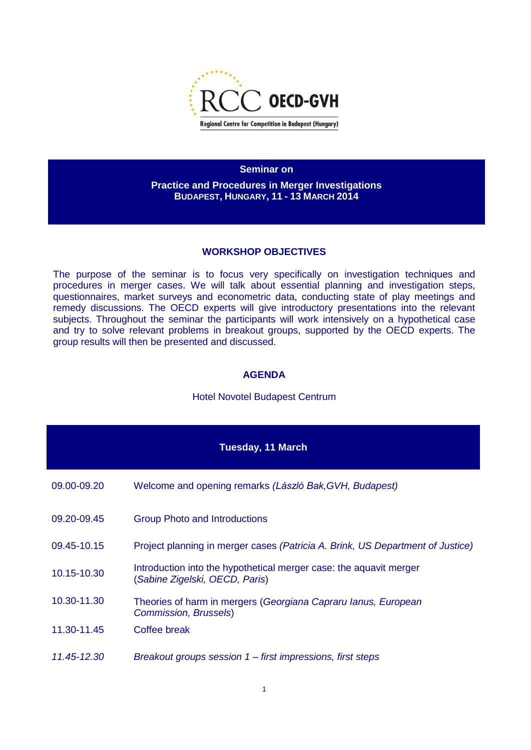RCC OECD-GVH

Regional Centre for Competition in Budapest (Hungary)

**Seminar on**

**Practice and Procedures in Merger Investigations**
**BUDAPEST, HUNGARY, 11 - 13 MARCH 2014**

## WORKSHOP OBJECTIVES

The purpose of the seminar is to focus very specifically on investigation techniques and procedures in merger cases. We will talk about essential planning and investigation steps, questionnaires, market surveys and econometric data, conducting state of play meetings and remedy discussions. The OECD experts will give introductory presentations into the relevant subjects. Throughout the seminar the participants will work intensively on a hypothetical case and try to solve relevant problems in breakout groups, supported by the OECD experts. The group results will then be presented and discussed.

## AGENDA

Hotel Novotel Budapest Centrum

### Tuesday, 11 March

| | |
|---|---|
| 09.00-09.20 | Welcome and opening remarks *(László Bak,GVH, Budapest)* |
| 09.20-09.45 | Group Photo and Introductions |
| 09.45-10.15 | Project planning in merger cases *(Patricia A. Brink, US Department of Justice)* |
| 10.15-10.30 | Introduction into the hypothetical merger case: the aquavit merger (*Sabine Zigelski, OECD, Paris*) |
| 10.30-11.30 | Theories of harm in mergers (*Georgiana Capraru Ianus, European Commission, Brussels*) |
| 11.30-11.45 | Coffee break |
| *11.45-12.30* | *Breakout groups session 1 – first impressions, first steps* |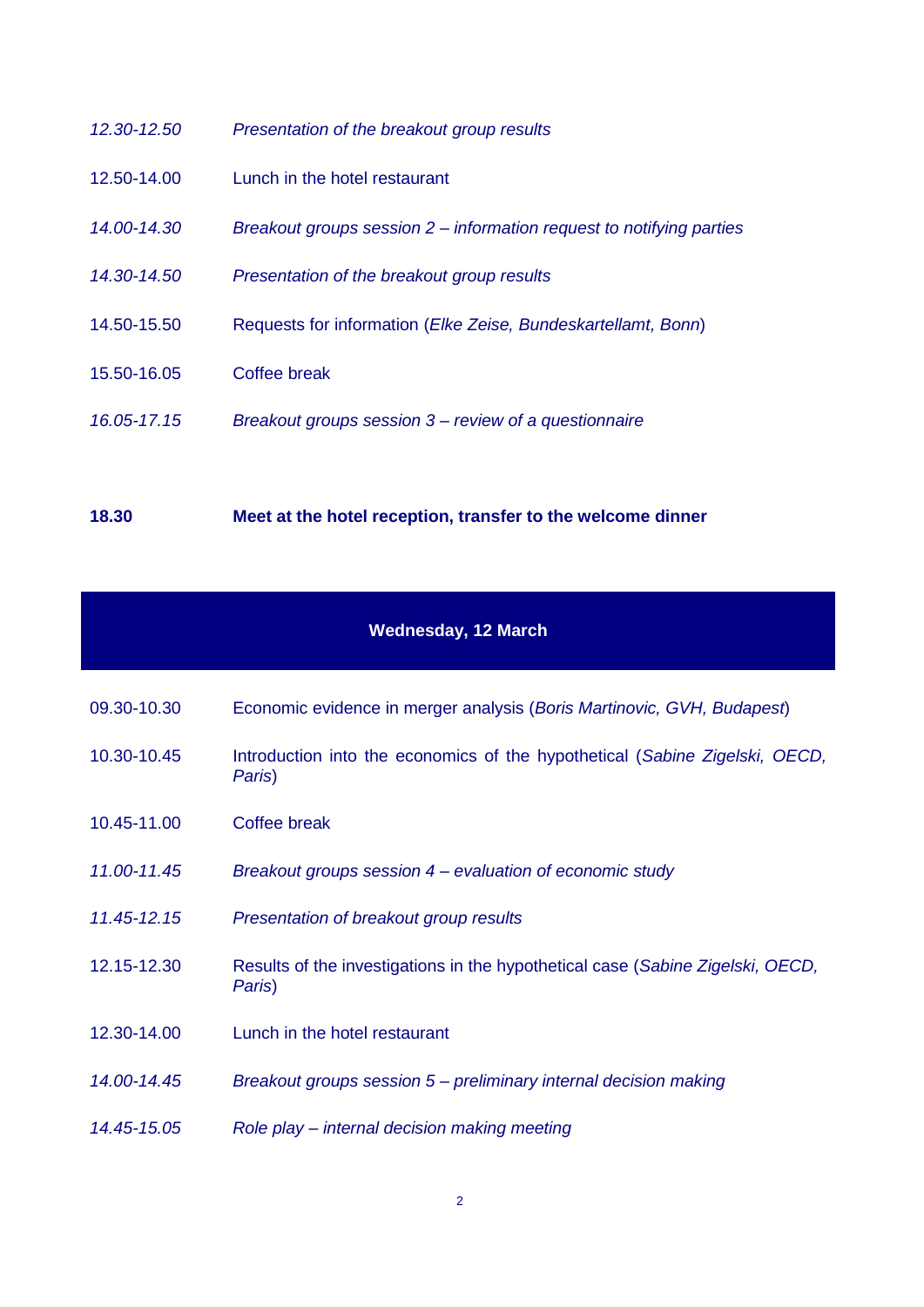*12.30-12.50* *Presentation of the breakout group results*

12.50-14.00 Lunch in the hotel restaurant

*14.00-14.30* *Breakout groups session 2 – information request to notifying parties*

*14.30-14.50* *Presentation of the breakout group results*

14.50-15.50 Requests for information (*Elke Zeise, Bundeskartellamt, Bonn*)

15.50-16.05 Coffee break

*16.05-17.15* *Breakout groups session 3 – review of a questionnaire*

**18.30** **Meet at the hotel reception, transfer to the welcome dinner**

## Wednesday, 12 March

09.30-10.30 Economic evidence in merger analysis (*Boris Martinovic, GVH, Budapest*)

10.30-10.45 Introduction into the economics of the hypothetical (*Sabine Zigelski, OECD, Paris*)

10.45-11.00 Coffee break

*11.00-11.45* *Breakout groups session 4 – evaluation of economic study*

*11.45-12.15* *Presentation of breakout group results*

12.15-12.30 Results of the investigations in the hypothetical case (*Sabine Zigelski, OECD, Paris*)

12.30-14.00 Lunch in the hotel restaurant

*14.00-14.45* *Breakout groups session 5 – preliminary internal decision making*

*14.45-15.05* *Role play – internal decision making meeting*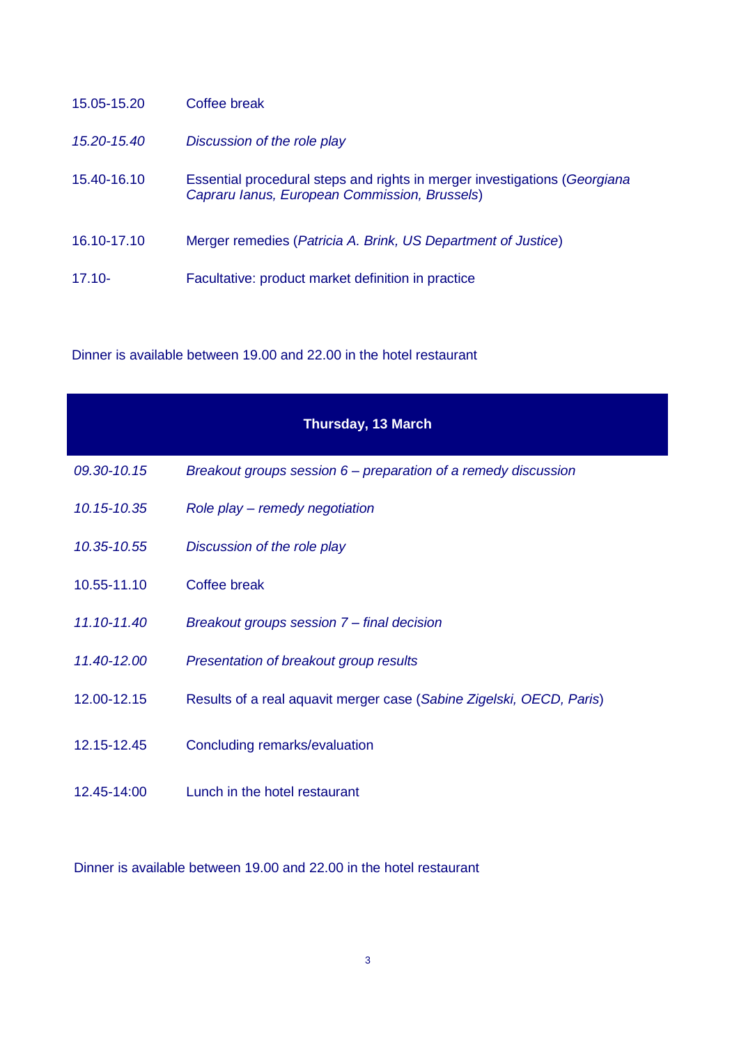| | |
|---|---|
| 15.05-15.20 | Coffee break |
| *15.20-15.40* | *Discussion of the role play* |
| 15.40-16.10 | Essential procedural steps and rights in merger investigations (*Georgiana Capraru Ianus, European Commission, Brussels*) |
| 16.10-17.10 | Merger remedies (*Patricia A. Brink, US Department of Justice*) |
| 17.10- | Facultative: product market definition in practice |

Dinner is available between 19.00 and 22.00 in the hotel restaurant

## Thursday, 13 March

| | |
|---|---|
| *09.30-10.15* | *Breakout groups session 6 – preparation of a remedy discussion* |
| *10.15-10.35* | *Role play – remedy negotiation* |
| *10.35-10.55* | *Discussion of the role play* |
| 10.55-11.10 | Coffee break |
| *11.10-11.40* | *Breakout groups session 7 – final decision* |
| *11.40-12.00* | *Presentation of breakout group results* |
| 12.00-12.15 | Results of a real aquavit merger case (*Sabine Zigelski, OECD, Paris*) |
| 12.15-12.45 | Concluding remarks/evaluation |
| 12.45-14:00 | Lunch in the hotel restaurant |

Dinner is available between 19.00 and 22.00 in the hotel restaurant